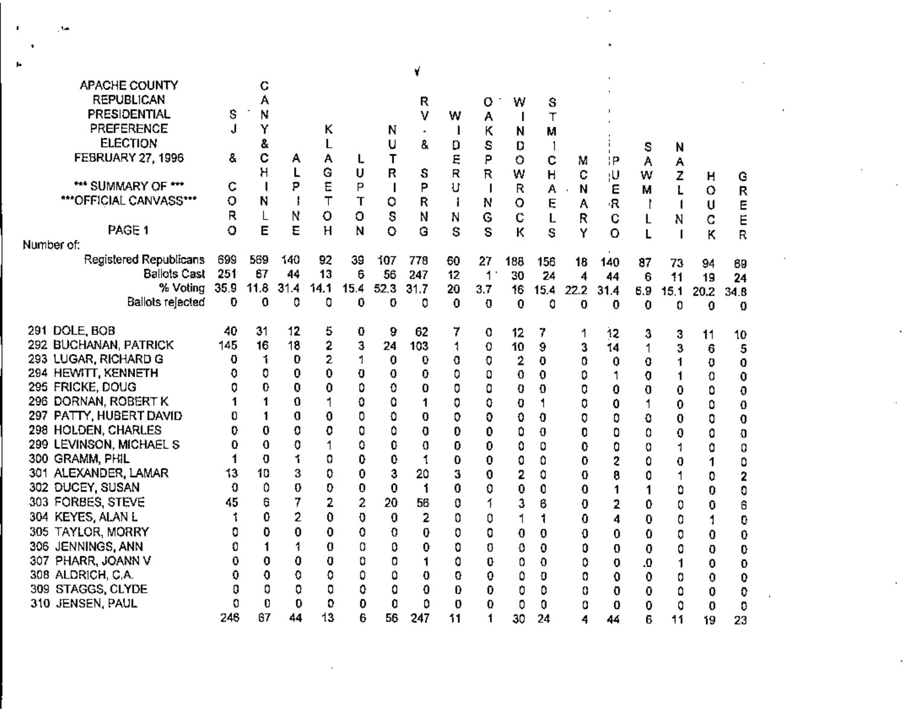APACHE COUNTY
REPUBLICAN
PRESIDENTIAL
PREFERENCE
ELECTION
FEBRUARY 27, 1996

\*\*\* SUMMARY OF \*\*\*
\*\*\*OFFICIAL CANVASS\*\*\*

PAGE 1

| Number of: | SJ & CORO | CANY & CHINLE | ALPINE | KLAGETOH | LUPTON | NUTRIOSO | RV & SPRNG | WIDERUINS | OAKSPRINGS | WINDOWROCK | STMICHAELS | MCNARY | PUERCO | SAWMILL | NAZLINI | HOUCK | GREER |
|---|---|---|---|---|---|---|---|---|---|---|---|---|---|---|---|---|---|
| Registered Republicans | 699 | 569 | 140 | 92 | 39 | 107 | 778 | 60 | 27 | 188 | 156 | 18 | 140 | 87 | 73 | 94 | 69 |
| Ballots Cast | 251 | 67 | 44 | 13 | 6 | 56 | 247 | 12 | 1 | 30 | 24 | 4 | 44 | 6 | 11 | 19 | 24 |
| % Voting | 35.9 | 11.8 | 31.4 | 14.1 | 15.4 | 52.3 | 31.7 | 20 | 3.7 | 16 | 15.4 | 22.2 | 31.4 | 6.9 | 15.1 | 20.2 | 34.8 |
| Ballots rejected | 0 | 0 | 0 | 0 | 0 | 0 | 0 | 0 | 0 | 0 | 0 | 0 | 0 | 0 | 0 | 0 | 0 |
| 291 DOLE, BOB | 40 | 31 | 12 | 5 | 0 | 9 | 62 | 7 | 0 | 12 | 7 | 1 | 12 | 3 | 3 | 11 | 10 |
| 292 BUCHANAN, PATRICK | 145 | 16 | 18 | 2 | 3 | 24 | 103 | 1 | 0 | 10 | 9 | 3 | 14 | 1 | 3 | 6 | 5 |
| 293 LUGAR, RICHARD G | 0 | 1 | 0 | 2 | 1 | 0 | 0 | 0 | 0 | 2 | 0 | 0 | 0 | 0 | 1 | 0 | 0 |
| 294 HEWITT, KENNETH | 0 | 0 | 0 | 0 | 0 | 0 | 0 | 0 | 0 | 0 | 0 | 0 | 1 | 0 | 1 | 0 | 0 |
| 295 FRICKE, DOUG | 0 | 0 | 0 | 0 | 0 | 0 | 0 | 0 | 0 | 0 | 0 | 0 | 0 | 0 | 0 | 0 | 0 |
| 296 DORNAN, ROBERT K | 1 | 1 | 0 | 1 | 0 | 0 | 1 | 0 | 0 | 0 | 1 | 0 | 0 | 1 | 0 | 0 | 0 |
| 297 PATTY, HUBERT DAVID | 0 | 1 | 0 | 0 | 0 | 0 | 0 | 0 | 0 | 0 | 0 | 0 | 0 | 0 | 0 | 0 | 0 |
| 298 HOLDEN, CHARLES | 0 | 0 | 0 | 0 | 0 | 0 | 0 | 0 | 0 | 0 | 0 | 0 | 0 | 0 | 0 | 0 | 0 |
| 299 LEVINSON, MICHAEL S | 0 | 0 | 0 | 1 | 0 | 0 | 0 | 0 | 0 | 0 | 0 | 0 | 0 | 0 | 1 | 0 | 0 |
| 300 GRAMM, PHIL | 1 | 0 | 1 | 0 | 0 | 0 | 1 | 0 | 0 | 0 | 0 | 0 | 2 | 0 | 0 | 1 | 0 |
| 301 ALEXANDER, LAMAR | 13 | 10 | 3 | 0 | 0 | 3 | 20 | 3 | 0 | 2 | 0 | 0 | 8 | 0 | 1 | 0 | 2 |
| 302 DUCEY, SUSAN | 0 | 0 | 0 | 0 | 0 | 0 | 1 | 0 | 0 | 0 | 0 | 0 | 1 | 1 | 0 | 0 | 0 |
| 303 FORBES, STEVE | 45 | 6 | 7 | 2 | 2 | 20 | 56 | 0 | 1 | 3 | 6 | 0 | 2 | 0 | 0 | 0 | 6 |
| 304 KEYES, ALAN L | 1 | 0 | 2 | 0 | 0 | 0 | 2 | 0 | 0 | 1 | 1 | 0 | 4 | 0 | 0 | 1 | 0 |
| 305 TAYLOR, MORRY | 0 | 0 | 0 | 0 | 0 | 0 | 0 | 0 | 0 | 0 | 0 | 0 | 0 | 0 | 0 | 0 | 0 |
| 306 JENNINGS, ANN | 0 | 1 | 1 | 0 | 0 | 0 | 0 | 0 | 0 | 0 | 0 | 0 | 0 | 0 | 0 | 0 | 0 |
| 307 PHARR, JOANN V | 0 | 0 | 0 | 0 | 0 | 0 | 1 | 0 | 0 | 0 | 0 | 0 | 0 | .0 | 1 | 0 | 0 |
| 308 ALDRICH, C.A. | 0 | 0 | 0 | 0 | 0 | 0 | 0 | 0 | 0 | 0 | 0 | 0 | 0 | 0 | 0 | 0 | 0 |
| 309 STAGGS, CLYDE | 0 | 0 | 0 | 0 | 0 | 0 | 0 | 0 | 0 | 0 | 0 | 0 | 0 | 0 | 0 | 0 | 0 |
| 310 JENSEN, PAUL | 0 | 0 | 0 | 0 | 0 | 0 | 0 | 0 | 0 | 0 | 0 | 0 | 0 | 0 | 0 | 0 | 0 |
| | 246 | 67 | 44 | 13 | 6 | 56 | 247 | 11 | 1 | 30 | 24 | 4 | 44 | 6 | 11 | 19 | 23 |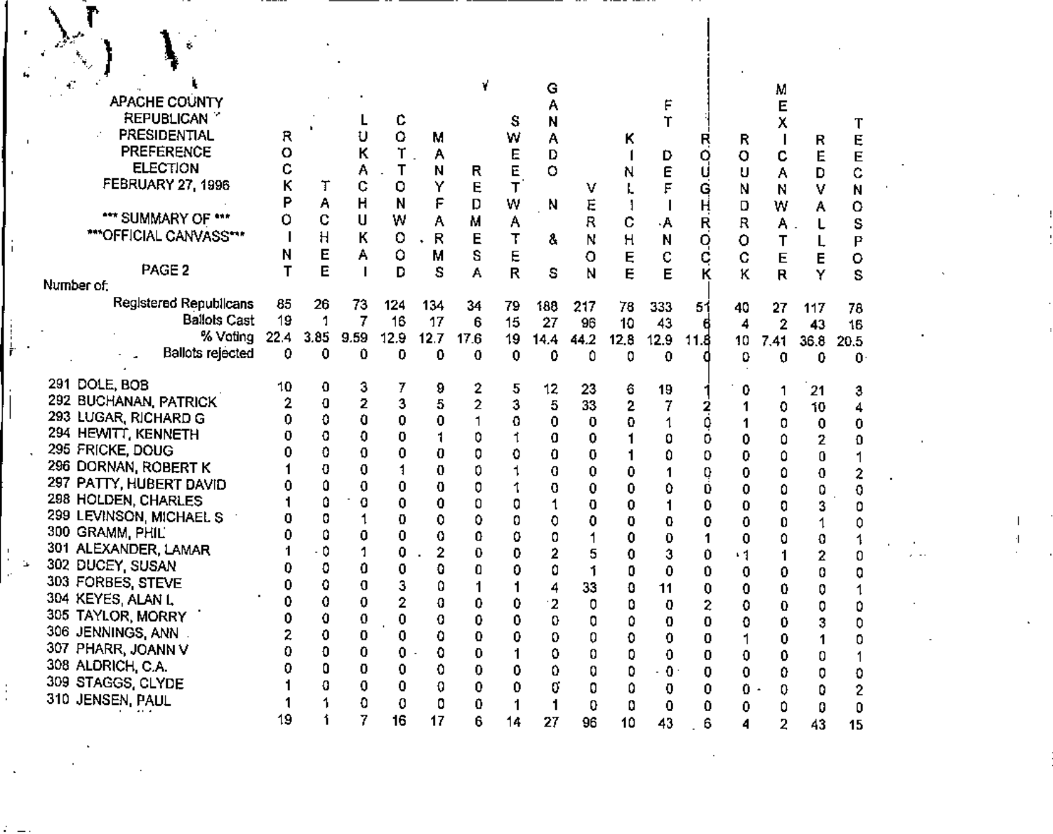APACHE COUNTY
REPUBLICAN
PRESIDENTIAL
PREFERENCE
ELECTION
FEBRUARY 27, 1996

\*\*\* SUMMARY OF \*\*\*
\*\*\*OFFICIAL CANVASS\*\*\*

PAGE 2

| Number of: | ROCK POINT | TEEC NOS POS (TACHEE) | LUKACHUKAI | COTTONWOOD | MANY FARMS | RED MESA | SWEETWATER | GANADO N & S | VERNON | KINLICHEE | FT DEFIANCE | ROUGH ROCK | ROUND ROCK | MEXICAN WATER | RED VALLEY | TEEC NOS POS |
|---|---|---|---|---|---|---|---|---|---|---|---|---|---|---|---|---|
| Registered Republicans | 85 | 26 | 73 | 124 | 134 | 34 | 79 | 188 | 217 | 78 | 333 | 51 | 40 | 27 | 117 | 78 |
| Ballots Cast | 19 | 1 | 7 | 16 | 17 | 6 | 15 | 27 | 96 | 10 | 43 | 6 | 4 | 2 | 43 | 16 |
| % Voting | 22.4 | 3.85 | 9.59 | 12.9 | 12.7 | 17.6 | 19 | 14.4 | 44.2 | 12.8 | 12.9 | 11.8 | 10 | 7.41 | 36.8 | 20.5 |
| Ballots rejected | 0 | 0 | 0 | 0 | 0 | 0 | 0 | 0 | 0 | 0 | 0 | 0 | 0 | 0 | 0 | 0 |
| 291 DOLE, BOB | 10 | 0 | 3 | 7 | 9 | 2 | 5 | 12 | 23 | 6 | 19 | 1 | 0 | 1 | 21 | 3 |
| 292 BUCHANAN, PATRICK | 2 | 0 | 2 | 3 | 5 | 2 | 3 | 5 | 33 | 2 | 7 | 2 | 1 | 0 | 10 | 4 |
| 293 LUGAR, RICHARD G | 0 | 0 | 0 | 0 | 0 | 1 | 0 | 0 | 0 | 0 | 1 | 0 | 1 | 0 | 0 | 0 |
| 294 HEWITT, KENNETH | 0 | 0 | 0 | 0 | 1 | 0 | 1 | 0 | 0 | 1 | 0 | 0 | 0 | 0 | 2 | 0 |
| 295 FRICKE, DOUG | 0 | 0 | 0 | 0 | 0 | 0 | 0 | 0 | 0 | 1 | 0 | 0 | 0 | 0 | 0 | 1 |
| 296 DORNAN, ROBERT K | 1 | 0 | 0 | 1 | 0 | 0 | 1 | 0 | 0 | 0 | 1 | 0 | 0 | 0 | 0 | 2 |
| 297 PATTY, HUBERT DAVID | 0 | 0 | 0 | 0 | 0 | 0 | 1 | 0 | 0 | 0 | 0 | 0 | 0 | 0 | 0 | 0 |
| 298 HOLDEN, CHARLES | 1 | 0 | 0 | 0 | 0 | 0 | 0 | 1 | 0 | 0 | 1 | 0 | 0 | 0 | 3 | 0 |
| 299 LEVINSON, MICHAEL S | 0 | 0 | 1 | 0 | 0 | 0 | 0 | 0 | 0 | 0 | 0 | 0 | 0 | 0 | 1 | 0 |
| 300 GRAMM, PHIL | 0 | 0 | 0 | 0 | 0 | 0 | 0 | 0 | 1 | 0 | 0 | 1 | 0 | 0 | 0 | 1 |
| 301 ALEXANDER, LAMAR | 1 | 0 | 1 | 0 | 2 | 0 | 0 | 2 | 5 | 0 | 3 | 0 | 1 | 1 | 2 | 0 |
| 302 DUCEY, SUSAN | 0 | 0 | 0 | 0 | 0 | 0 | 0 | 0 | 1 | 0 | 0 | 0 | 0 | 0 | 0 | 0 |
| 303 FORBES, STEVE | 0 | 0 | 0 | 3 | 0 | 1 | 1 | 4 | 33 | 0 | 11 | 0 | 0 | 0 | 0 | 1 |
| 304 KEYES, ALAN L | 0 | 0 | 0 | 2 | 0 | 0 | 0 | 2 | 0 | 0 | 0 | 2 | 0 | 0 | 0 | 0 |
| 305 TAYLOR, MORRY | 0 | 0 | 0 | 0 | 0 | 0 | 0 | 0 | 0 | 0 | 0 | 0 | 0 | 0 | 3 | 0 |
| 306 JENNINGS, ANN | 2 | 0 | 0 | 0 | 0 | 0 | 0 | 0 | 0 | 0 | 0 | 0 | 1 | 0 | 1 | 0 |
| 307 PHARR, JOANN V | 0 | 0 | 0 | 0 | 0 | 0 | 1 | 0 | 0 | 0 | 0 | 0 | 0 | 0 | 0 | 1 |
| 308 ALDRICH, C.A. | 0 | 0 | 0 | 0 | 0 | 0 | 0 | 0 | 0 | 0 | 0 | 0 | 0 | 0 | 0 | 0 |
| 309 STAGGS, CLYDE | 1 | 0 | 0 | 0 | 0 | 0 | 0 | 0 | 0 | 0 | 0 | 0 | 0 | 0 | 0 | 2 |
| 310 JENSEN, PAUL | 1 | 1 | 0 | 0 | 0 | 0 | 1 | 1 | 0 | 0 | 0 | 0 | 0 | 0 | 0 | 0 |
| | 19 | 1 | 7 | 16 | 17 | 6 | 14 | 27 | 96 | 10 | 43 | 6 | 4 | 2 | 43 | 15 |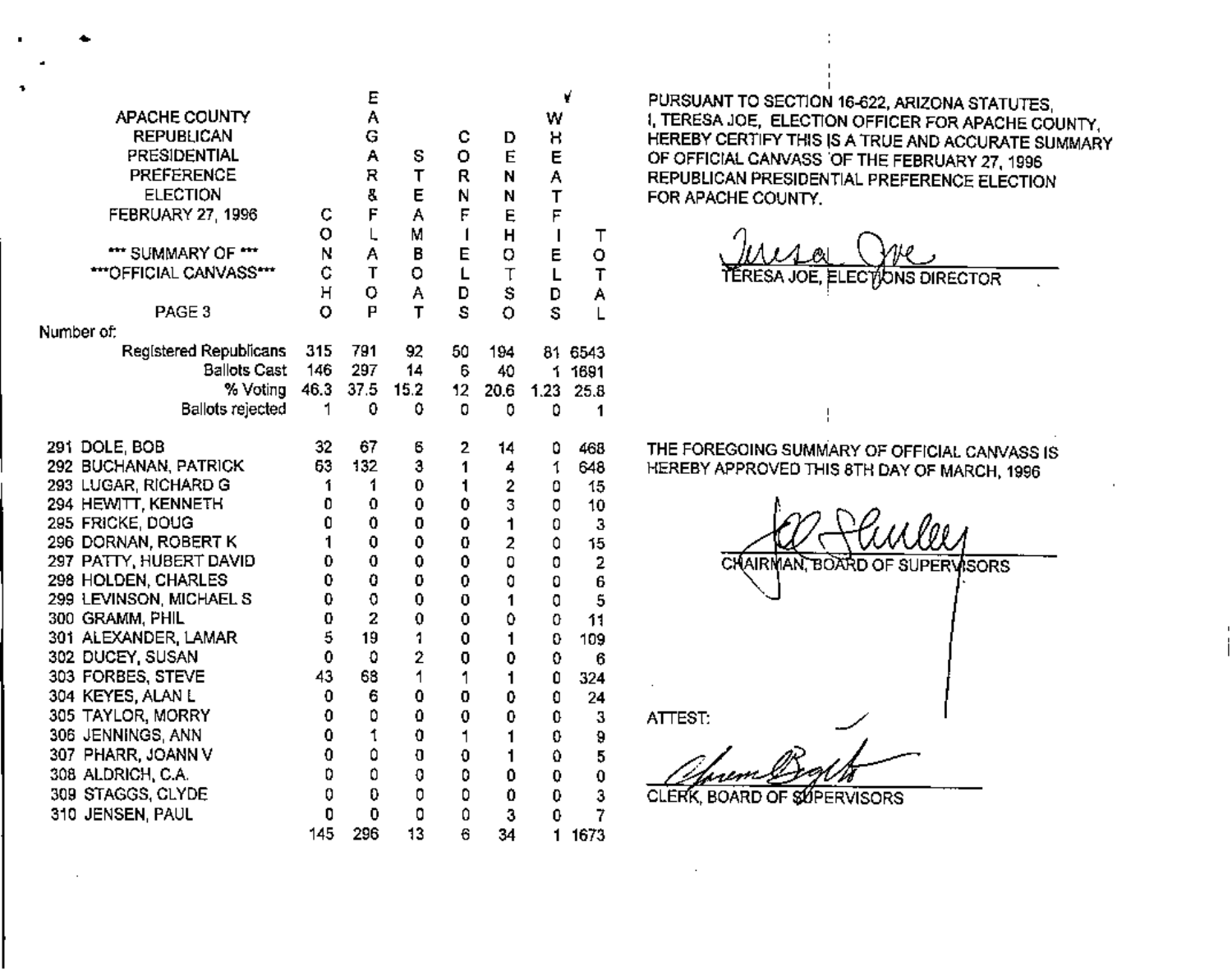APACHE COUNTY
REPUBLICAN
PRESIDENTIAL
PREFERENCE
ELECTION
FEBRUARY 27, 1996

\*\*\* SUMMARY OF \*\*\*
\*\*\*OFFICIAL CANVASS\*\*\*

PAGE 3

| | CONCHO | EAGAR & FLATOP | STEAMBOAT | CORNFIELDS | DENNEHOTSO | WHEATFIELDS | TOTAL |
|---|---|---|---|---|---|---|---|
| **Number of:** | | | | | | | |
| Registered Republicans | 315 | 791 | 92 | 50 | 194 | 81 | 6543 |
| Ballots Cast | 146 | 297 | 14 | 6 | 40 | 1 | 1691 |
| % Voting | 46.3 | 37.5 | 15.2 | 12 | 20.6 | 1.23 | 25.8 |
| Ballots rejected | 1 | 0 | 0 | 0 | 0 | 0 | 1 |
| 291 DOLE, BOB | 32 | 67 | 6 | 2 | 14 | 0 | 468 |
| 292 BUCHANAN, PATRICK | 63 | 132 | 3 | 1 | 4 | 1 | 648 |
| 293 LUGAR, RICHARD G | 1 | 1 | 0 | 1 | 2 | 0 | 15 |
| 294 HEWITT, KENNETH | 0 | 0 | 0 | 0 | 3 | 0 | 10 |
| 295 FRICKE, DOUG | 0 | 0 | 0 | 0 | 1 | 0 | 3 |
| 296 DORNAN, ROBERT K | 1 | 0 | 0 | 0 | 2 | 0 | 15 |
| 297 PATTY, HUBERT DAVID | 0 | 0 | 0 | 0 | 0 | 0 | 2 |
| 298 HOLDEN, CHARLES | 0 | 0 | 0 | 0 | 0 | 0 | 6 |
| 299 LEVINSON, MICHAEL S | 0 | 0 | 0 | 0 | 1 | 0 | 5 |
| 300 GRAMM, PHIL | 0 | 2 | 0 | 0 | 0 | 0 | 11 |
| 301 ALEXANDER, LAMAR | 5 | 19 | 1 | 0 | 1 | 0 | 109 |
| 302 DUCEY, SUSAN | 0 | 0 | 2 | 0 | 0 | 0 | 6 |
| 303 FORBES, STEVE | 43 | 68 | 1 | 1 | 1 | 0 | 324 |
| 304 KEYES, ALAN L | 0 | 6 | 0 | 0 | 0 | 0 | 24 |
| 305 TAYLOR, MORRY | 0 | 0 | 0 | 0 | 0 | 0 | 3 |
| 306 JENNINGS, ANN | 0 | 1 | 0 | 1 | 1 | 0 | 9 |
| 307 PHARR, JOANN V | 0 | 0 | 0 | 0 | 1 | 0 | 5 |
| 308 ALDRICH, C.A. | 0 | 0 | 0 | 0 | 0 | 0 | 0 |
| 309 STAGGS, CLYDE | 0 | 0 | 0 | 0 | 0 | 0 | 3 |
| 310 JENSEN, PAUL | 0 | 0 | 0 | 0 | 3 | 0 | 7 |
| | 145 | 296 | 13 | 6 | 34 | 1 | 1673 |

PURSUANT TO SECTION 16-622, ARIZONA STATUTES, I, TERESA JOE, ELECTION OFFICER FOR APACHE COUNTY, HEREBY CERTIFY THIS IS A TRUE AND ACCURATE SUMMARY OF OFFICIAL CANVASS OF THE FEBRUARY 27, 1996 REPUBLICAN PRESIDENTIAL PREFERENCE ELECTION FOR APACHE COUNTY.

Teresa Joe

TERESA JOE, ELECTIONS DIRECTOR

THE FOREGOING SUMMARY OF OFFICIAL CANVASS IS HEREBY APPROVED THIS 8TH DAY OF MARCH, 1996

CHAIRMAN, BOARD OF SUPERVISORS

ATTEST:

CLERK, BOARD OF SUPERVISORS